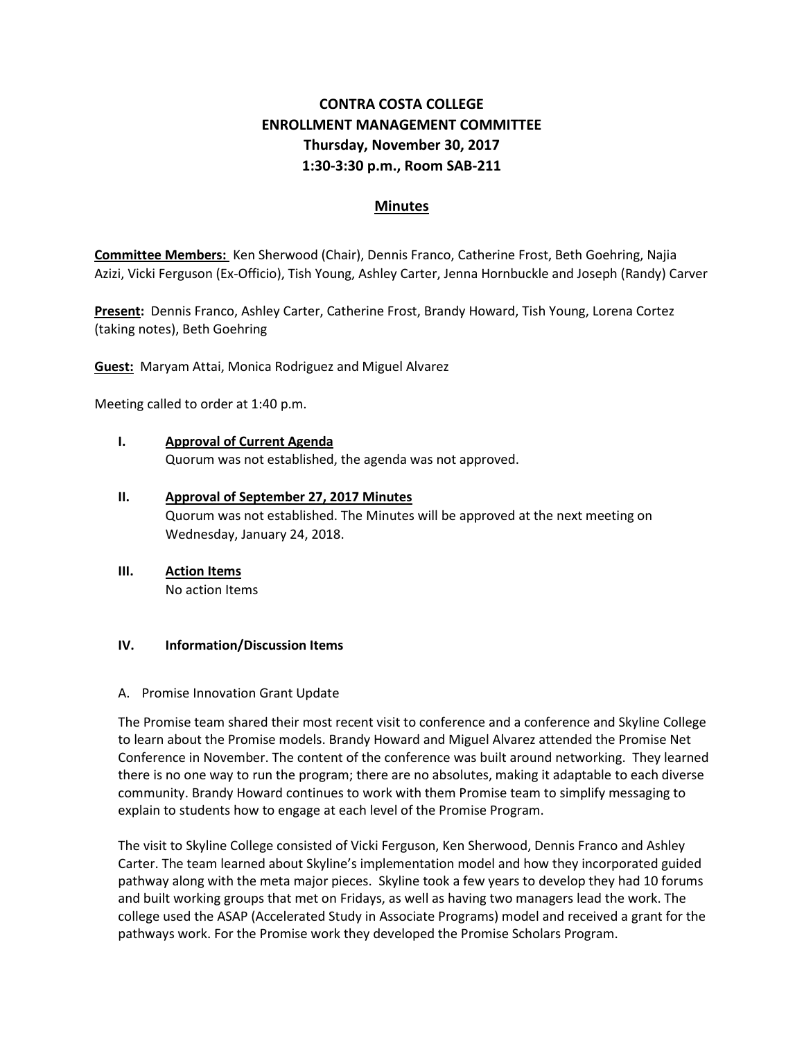# CONTRA COSTA COLLEGE
# ENROLLMENT MANAGEMENT COMMITTEE
## Thursday, November 30, 2017
## 1:30-3:30 p.m., Room SAB-211

## Minutes

**Committee Members:** Ken Sherwood (Chair), Dennis Franco, Catherine Frost, Beth Goehring, Najia Azizi, Vicki Ferguson (Ex-Officio), Tish Young, Ashley Carter, Jenna Hornbuckle and Joseph (Randy) Carver

**Present:** Dennis Franco, Ashley Carter, Catherine Frost, Brandy Howard, Tish Young, Lorena Cortez (taking notes), Beth Goehring

**Guest:** Maryam Attai, Monica Rodriguez and Miguel Alvarez

Meeting called to order at 1:40 p.m.

**I. Approval of Current Agenda**
Quorum was not established, the agenda was not approved.

**II. Approval of September 27, 2017 Minutes**
Quorum was not established. The Minutes will be approved at the next meeting on Wednesday, January 24, 2018.

**III. Action Items**
No action Items

**IV. Information/Discussion Items**

A. Promise Innovation Grant Update

The Promise team shared their most recent visit to conference and a conference and Skyline College to learn about the Promise models. Brandy Howard and Miguel Alvarez attended the Promise Net Conference in November. The content of the conference was built around networking. They learned there is no one way to run the program; there are no absolutes, making it adaptable to each diverse community. Brandy Howard continues to work with them Promise team to simplify messaging to explain to students how to engage at each level of the Promise Program.

The visit to Skyline College consisted of Vicki Ferguson, Ken Sherwood, Dennis Franco and Ashley Carter. The team learned about Skyline's implementation model and how they incorporated guided pathway along with the meta major pieces. Skyline took a few years to develop they had 10 forums and built working groups that met on Fridays, as well as having two managers lead the work. The college used the ASAP (Accelerated Study in Associate Programs) model and received a grant for the pathways work. For the Promise work they developed the Promise Scholars Program.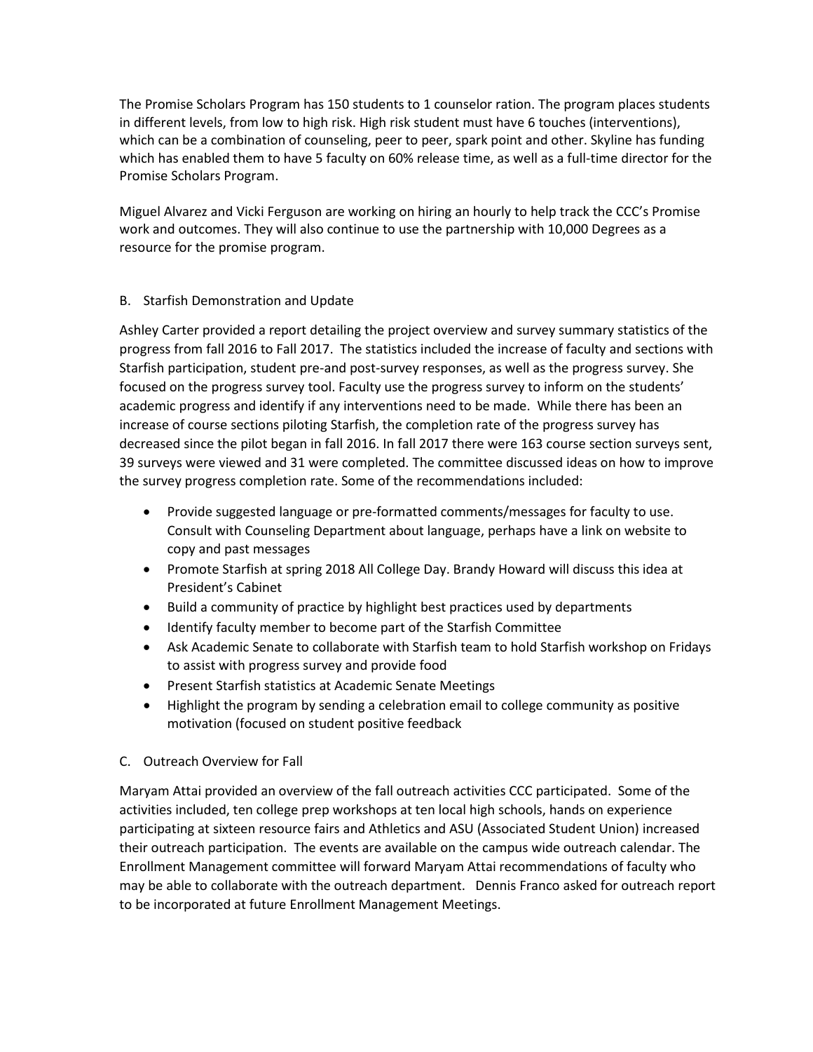The Promise Scholars Program has 150 students to 1 counselor ration. The program places students in different levels, from low to high risk. High risk student must have 6 touches (interventions), which can be a combination of counseling, peer to peer, spark point and other. Skyline has funding which has enabled them to have 5 faculty on 60% release time, as well as a full-time director for the Promise Scholars Program.

Miguel Alvarez and Vicki Ferguson are working on hiring an hourly to help track the CCC's Promise work and outcomes. They will also continue to use the partnership with 10,000 Degrees as a resource for the promise program.

B. Starfish Demonstration and Update

Ashley Carter provided a report detailing the project overview and survey summary statistics of the progress from fall 2016 to Fall 2017. The statistics included the increase of faculty and sections with Starfish participation, student pre-and post-survey responses, as well as the progress survey. She focused on the progress survey tool. Faculty use the progress survey to inform on the students' academic progress and identify if any interventions need to be made. While there has been an increase of course sections piloting Starfish, the completion rate of the progress survey has decreased since the pilot began in fall 2016. In fall 2017 there were 163 course section surveys sent, 39 surveys were viewed and 31 were completed. The committee discussed ideas on how to improve the survey progress completion rate. Some of the recommendations included:

- Provide suggested language or pre-formatted comments/messages for faculty to use. Consult with Counseling Department about language, perhaps have a link on website to copy and past messages
- Promote Starfish at spring 2018 All College Day. Brandy Howard will discuss this idea at President's Cabinet
- Build a community of practice by highlight best practices used by departments
- Identify faculty member to become part of the Starfish Committee
- Ask Academic Senate to collaborate with Starfish team to hold Starfish workshop on Fridays to assist with progress survey and provide food
- Present Starfish statistics at Academic Senate Meetings
- Highlight the program by sending a celebration email to college community as positive motivation (focused on student positive feedback

C. Outreach Overview for Fall

Maryam Attai provided an overview of the fall outreach activities CCC participated. Some of the activities included, ten college prep workshops at ten local high schools, hands on experience participating at sixteen resource fairs and Athletics and ASU (Associated Student Union) increased their outreach participation. The events are available on the campus wide outreach calendar. The Enrollment Management committee will forward Maryam Attai recommendations of faculty who may be able to collaborate with the outreach department. Dennis Franco asked for outreach report to be incorporated at future Enrollment Management Meetings.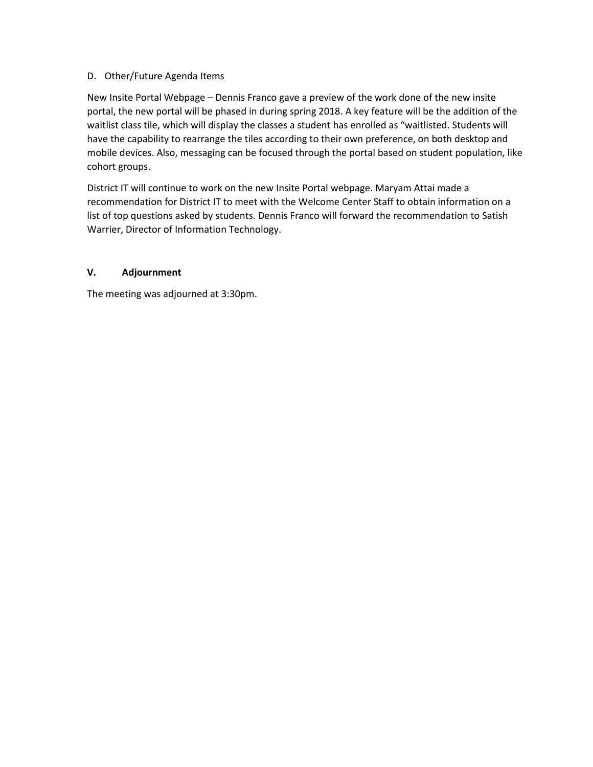D. Other/Future Agenda Items

New Insite Portal Webpage – Dennis Franco gave a preview of the work done of the new insite portal, the new portal will be phased in during spring 2018. A key feature will be the addition of the waitlist class tile, which will display the classes a student has enrolled as "waitlisted. Students will have the capability to rearrange the tiles according to their own preference, on both desktop and mobile devices. Also, messaging can be focused through the portal based on student population, like cohort groups.

District IT will continue to work on the new Insite Portal webpage. Maryam Attai made a recommendation for District IT to meet with the Welcome Center Staff to obtain information on a list of top questions asked by students. Dennis Franco will forward the recommendation to Satish Warrier, Director of Information Technology.

## V. Adjournment

The meeting was adjourned at 3:30pm.